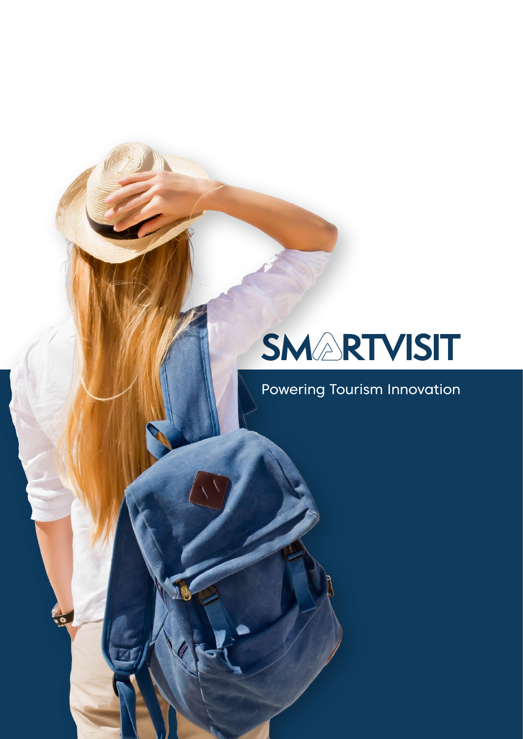# SMARTVISIT

Powering Tourism Innovation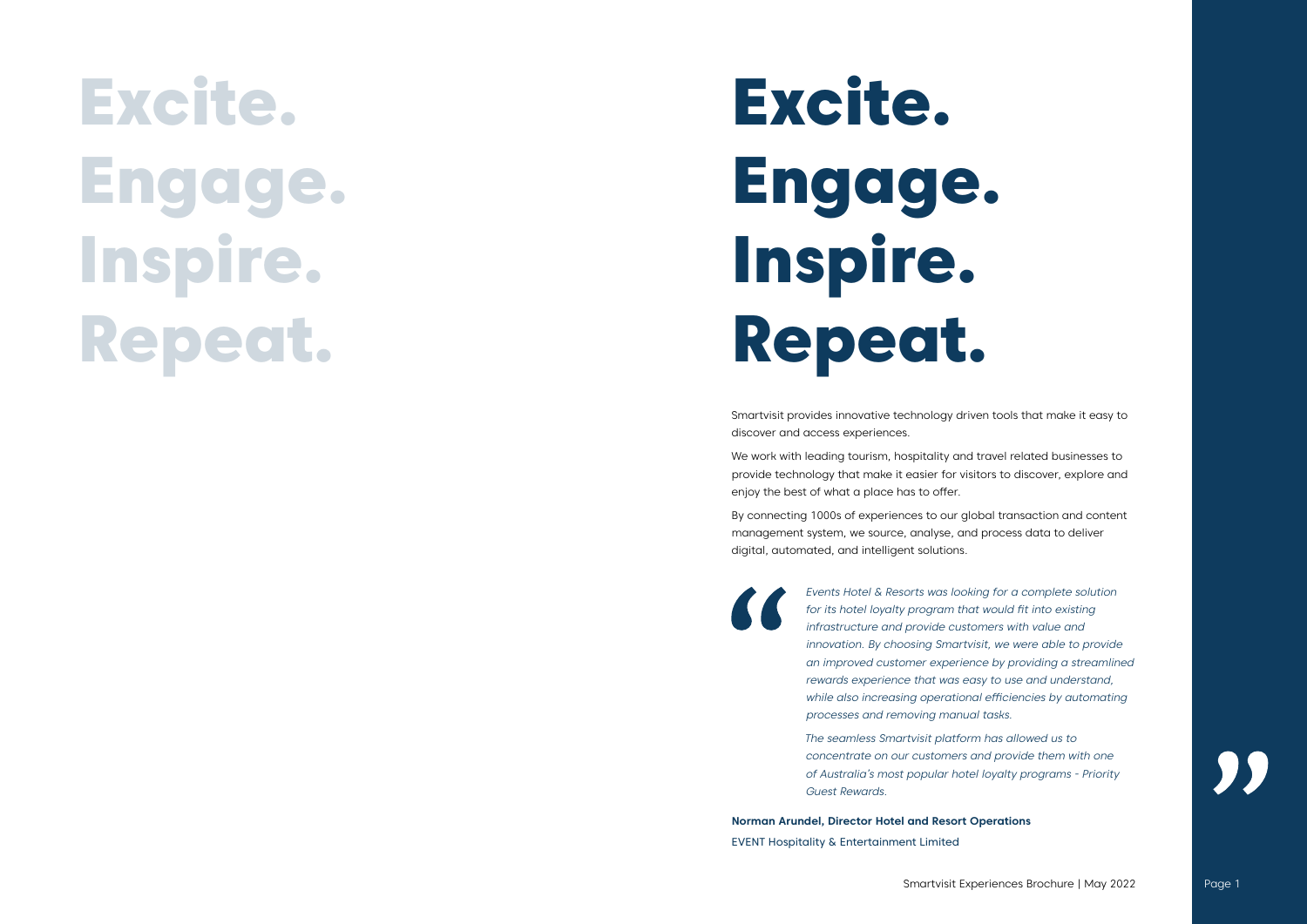# Excite. Engage. Inspire. Repeat.

Smartvisit provides innovative technology driven tools that make it easy to discover and access experiences.

We work with leading tourism, hospitality and travel related businesses to provide technology that make it easier for visitors to discover, explore and enjoy the best of what a place has to offer.

By connecting 1000s of experiences to our global transaction and content management system, we source, analyse, and process data to deliver digital, automated, and intelligent solutions.

> *Events Hotel & Resorts was looking for a complete solution for its hotel loyalty program that would fit into existing infrastructure and provide customers with value and innovation. By choosing Smartvisit, we were able to provide an improved customer experience by providing a streamlined rewards experience that was easy to use and understand, while also increasing operational efficiencies by automating processes and removing manual tasks.*
>
> *The seamless Smartvisit platform has allowed us to concentrate on our customers and provide them with one of Australia's most popular hotel loyalty programs - Priority Guest Rewards.*

**Norman Arundel, Director Hotel and Resort Operations**
EVENT Hospitality & Entertainment Limited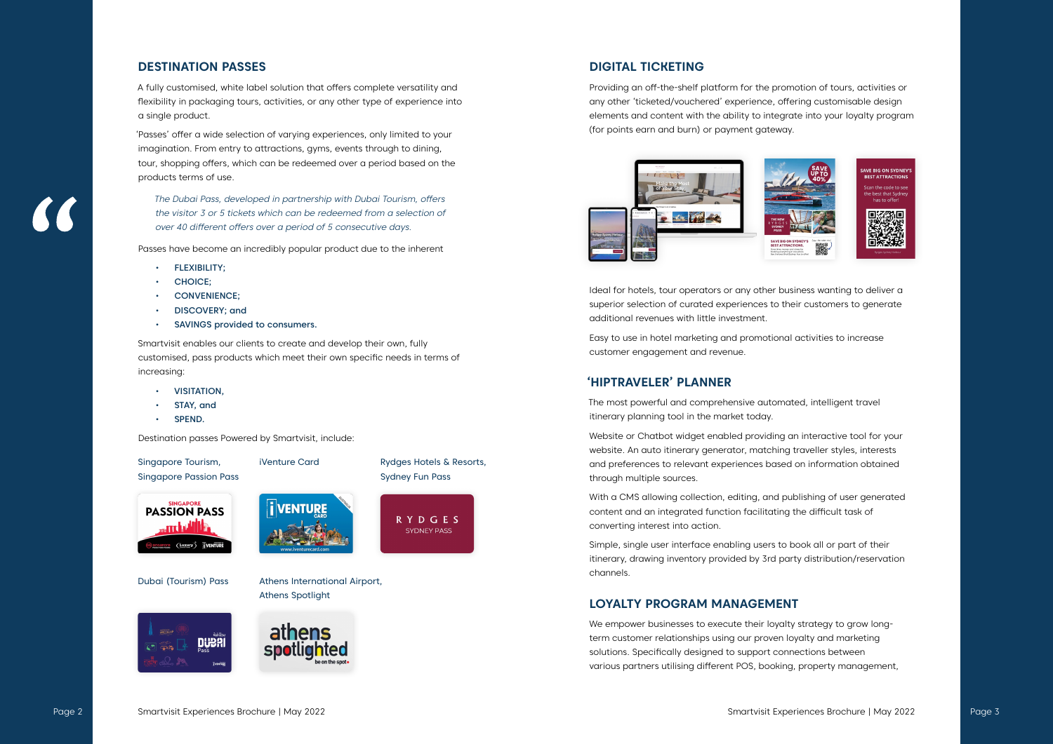## DESTINATION PASSES

A fully customised, white label solution that offers complete versatility and flexibility in packaging tours, activities, or any other type of experience into a single product.

'Passes' offer a wide selection of varying experiences, only limited to your imagination. From entry to attractions, gyms, events through to dining, tour, shopping offers, which can be redeemed over a period based on the products terms of use.

> *The Dubai Pass, developed in partnership with Dubai Tourism, offers the visitor 3 or 5 tickets which can be redeemed from a selection of over 40 different offers over a period of 5 consecutive days.*

Passes have become an incredibly popular product due to the inherent

- **FLEXIBILITY;**
- **CHOICE;**
- **CONVENIENCE;**
- **DISCOVERY; and**
- **SAVINGS provided to consumers.**

Smartvisit enables our clients to create and develop their own, fully customised, pass products which meet their own specific needs in terms of increasing:

- **VISITATION,**
- **STAY, and**
- **SPEND.**

Destination passes Powered by Smartvisit, include:

Singapore Tourism, Singapore Passion Pass

iVenture Card

Rydges Hotels & Resorts, Sydney Fun Pass

Dubai (Tourism) Pass

Athens International Airport, Athens Spotlight

## DIGITAL TICKETING

Providing an off-the-shelf platform for the promotion of tours, activities or any other 'ticketed/vouchered' experience, offering customisable design elements and content with the ability to integrate into your loyalty program (for points earn and burn) or payment gateway.

Ideal for hotels, tour operators or any other business wanting to deliver a superior selection of curated experiences to their customers to generate additional revenues with little investment.

Easy to use in hotel marketing and promotional activities to increase customer engagement and revenue.

## 'HIPTRAVELER' PLANNER

The most powerful and comprehensive automated, intelligent travel itinerary planning tool in the market today.

Website or Chatbot widget enabled providing an interactive tool for your website. An auto itinerary generator, matching traveller styles, interests and preferences to relevant experiences based on information obtained through multiple sources.

With a CMS allowing collection, editing, and publishing of user generated content and an integrated function facilitating the difficult task of converting interest into action.

Simple, single user interface enabling users to book all or part of their itinerary, drawing inventory provided by 3rd party distribution/reservation channels.

## LOYALTY PROGRAM MANAGEMENT

We empower businesses to execute their loyalty strategy to grow long-term customer relationships using our proven loyalty and marketing solutions. Specifically designed to support connections between various partners utilising different POS, booking, property management,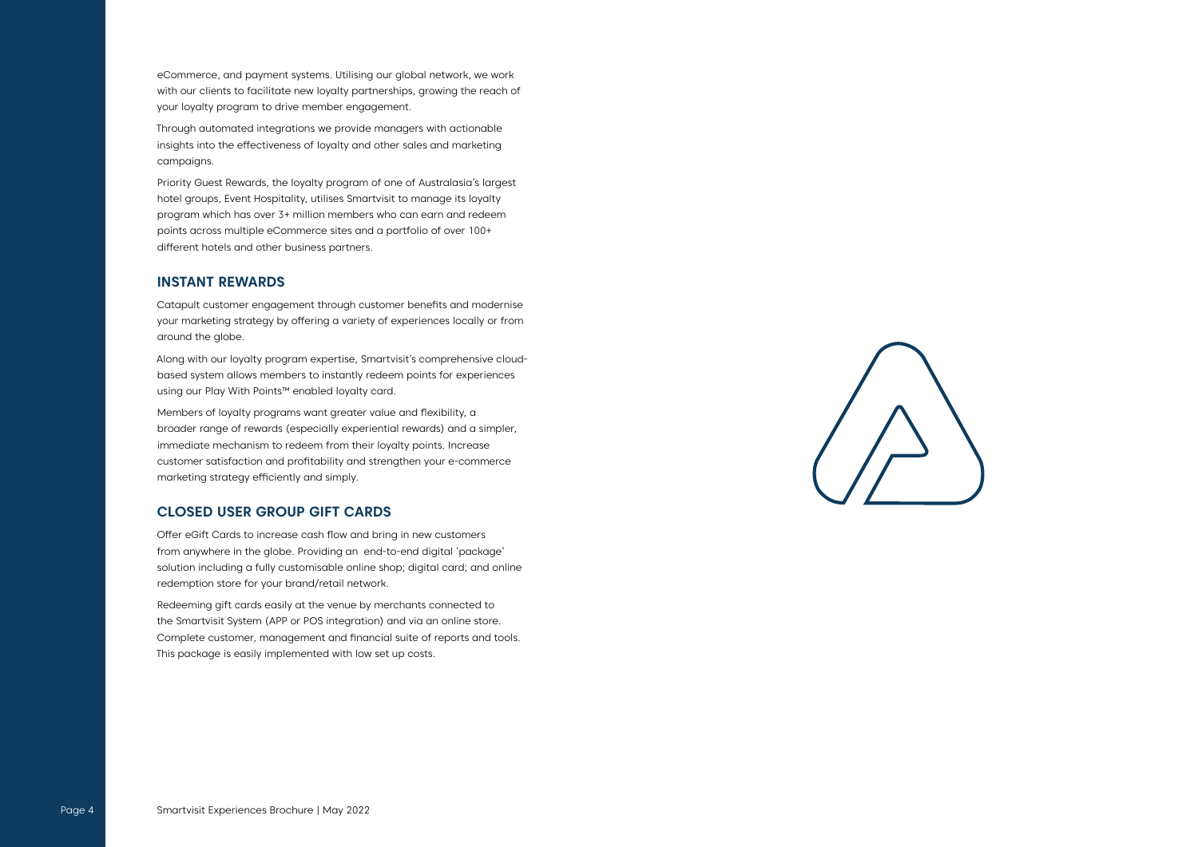eCommerce, and payment systems. Utilising our global network, we work with our clients to facilitate new loyalty partnerships, growing the reach of your loyalty program to drive member engagement.

Through automated integrations we provide managers with actionable insights into the effectiveness of loyalty and other sales and marketing campaigns.

Priority Guest Rewards, the loyalty program of one of Australasia's largest hotel groups, Event Hospitality, utilises Smartvisit to manage its loyalty program which has over 3+ million members who can earn and redeem points across multiple eCommerce sites and a portfolio of over 100+ different hotels and other business partners.

## INSTANT REWARDS

Catapult customer engagement through customer benefits and modernise your marketing strategy by offering a variety of experiences locally or from around the globe.

Along with our loyalty program expertise, Smartvisit's comprehensive cloud-based system allows members to instantly redeem points for experiences using our Play With Points™ enabled loyalty card.

Members of loyalty programs want greater value and flexibility, a broader range of rewards (especially experiential rewards) and a simpler, immediate mechanism to redeem from their loyalty points. Increase customer satisfaction and profitability and strengthen your e-commerce marketing strategy efficiently and simply.

## CLOSED USER GROUP GIFT CARDS

Offer eGift Cards to increase cash flow and bring in new customers from anywhere in the globe. Providing an end-to-end digital 'package' solution including a fully customisable online shop; digital card; and online redemption store for your brand/retail network.

Redeeming gift cards easily at the venue by merchants connected to the Smartvisit System (APP or POS integration) and via an online store. Complete customer, management and financial suite of reports and tools. This package is easily implemented with low set up costs.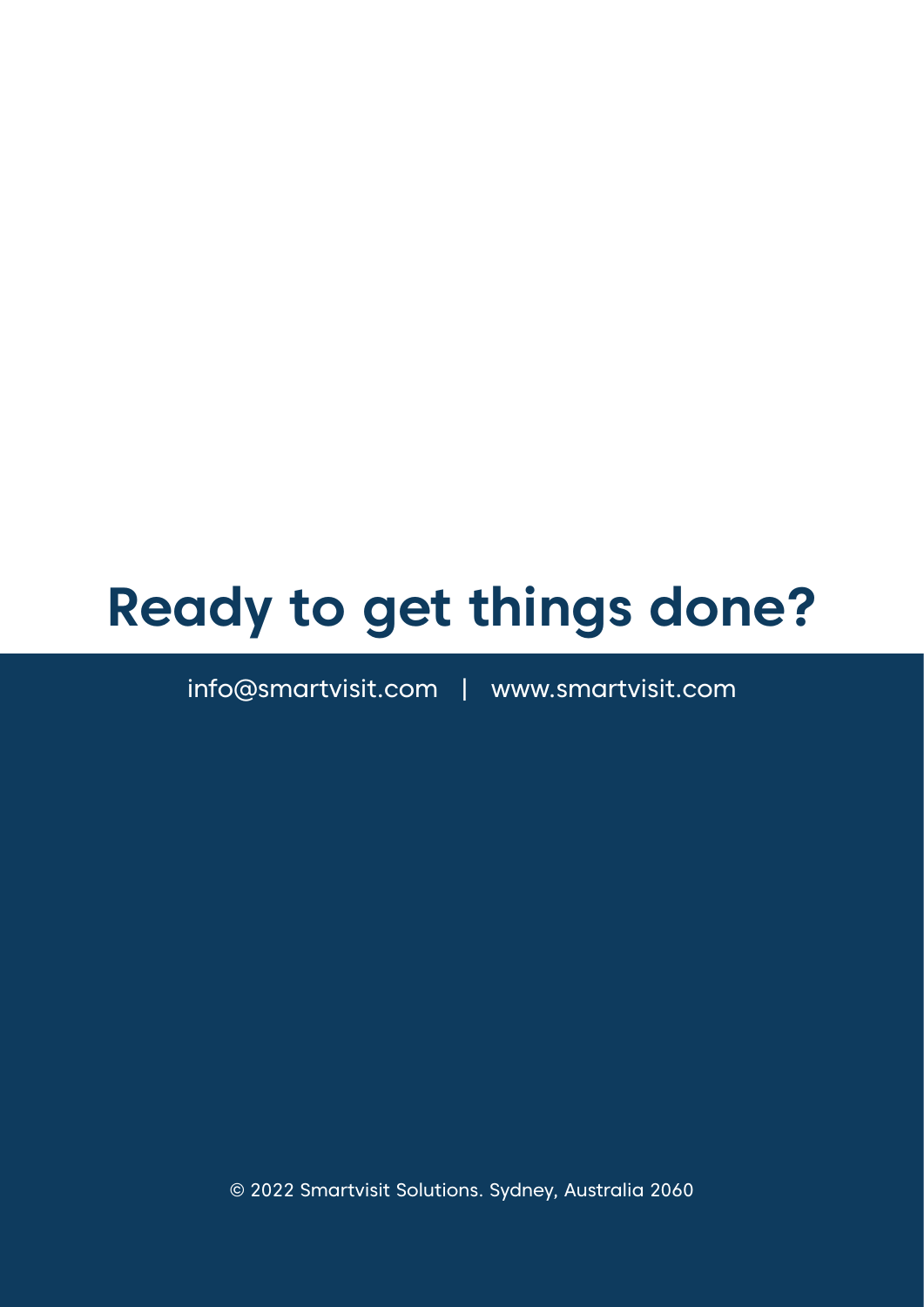# Ready to get things done?

info@smartvisit.com | www.smartvisit.com

© 2022 Smartvisit Solutions. Sydney, Australia 2060